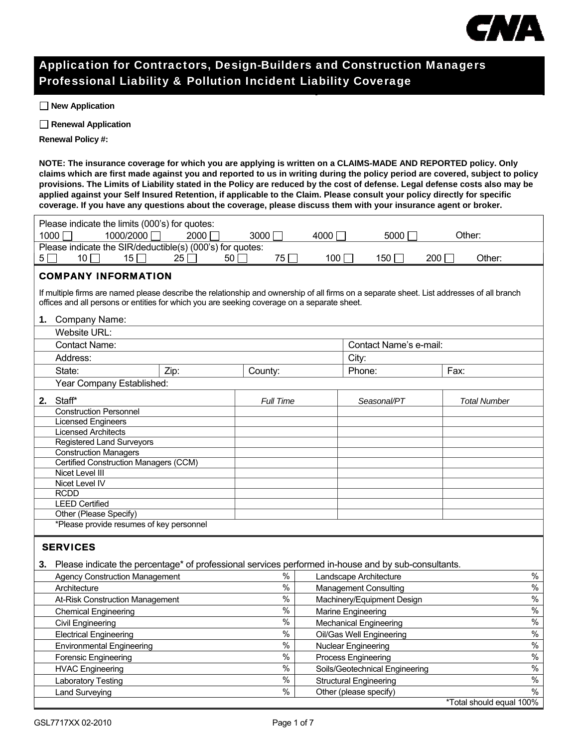CNA

# Application for Contractors, Design-Builders and Construction Managers Professional Liability & Pollution Incident Liability Coverage

☐ **New Application**

☐ **Renewal Application**

**Renewal Policy #:**

**NOTE: The insurance coverage for which you are applying is written on a CLAIMS-MADE AND REPORTED policy. Only claims which are first made against you and reported to us in writing during the policy period are covered, subject to policy provisions. The Limits of Liability stated in the Policy are reduced by the cost of defense. Legal defense costs also may be applied against your Self Insured Retention, if applicable to the Claim. Please consult your policy directly for specific coverage. If you have any questions about the coverage, please discuss them with your insurance agent or broker.**

Please indicate the limits (000's) for quotes:
1000 ☐ 1000/2000 ☐ 2000 ☐ 3000 ☐ 4000 ☐ 5000 ☐ Other:

Please indicate the SIR/deductible(s) (000's) for quotes:
5 ☐ 10 ☐ 15 ☐ 25 ☐ 50 ☐ 75 ☐ 100 ☐ 150 ☐ 200 ☐ Other:

## COMPANY INFORMATION

If multiple firms are named please describe the relationship and ownership of all firms on a separate sheet. List addresses of all branch offices and all persons or entities for which you are seeking coverage on a separate sheet.

**1.** Company Name:

Website URL:

Contact Name: | Contact Name's e-mail:

Address: | City:

State: | Zip: | County: | Phone: | Fax:

Year Company Established:

**2.**

| Staff* | *Full Time* | *Seasonal/PT* | *Total Number* |
|---|---|---|---|
| Construction Personnel | | | |
| Licensed Engineers | | | |
| Licensed Architects | | | |
| Registered Land Surveyors | | | |
| Construction Managers | | | |
| Certified Construction Managers (CCM) | | | |
| Nicet Level III | | | |
| Nicet Level IV | | | |
| RCDD | | | |
| LEED Certified | | | |
| Other (Please Specify) | | | |

*Please provide resumes of key personnel

## SERVICES

**3.** Please indicate the percentage* of professional services performed in-house and by sub-consultants.

| Service | % | Service | % |
|---|---|---|---|
| Agency Construction Management | % | Landscape Architecture | % |
| Architecture | % | Management Consulting | % |
| At-Risk Construction Management | % | Machinery/Equipment Design | % |
| Chemical Engineering | % | Marine Engineering | % |
| Civil Engineering | % | Mechanical Engineering | % |
| Electrical Engineering | % | Oil/Gas Well Engineering | % |
| Environmental Engineering | % | Nuclear Engineering | % |
| Forensic Engineering | % | Process Engineering | % |
| HVAC Engineering | % | Soils/Geotechnical Engineering | % |
| Laboratory Testing | % | Structural Engineering | % |
| Land Surveying | % | Other (please specify) | % |

*Total should equal 100%

GSL7717XX 02-2010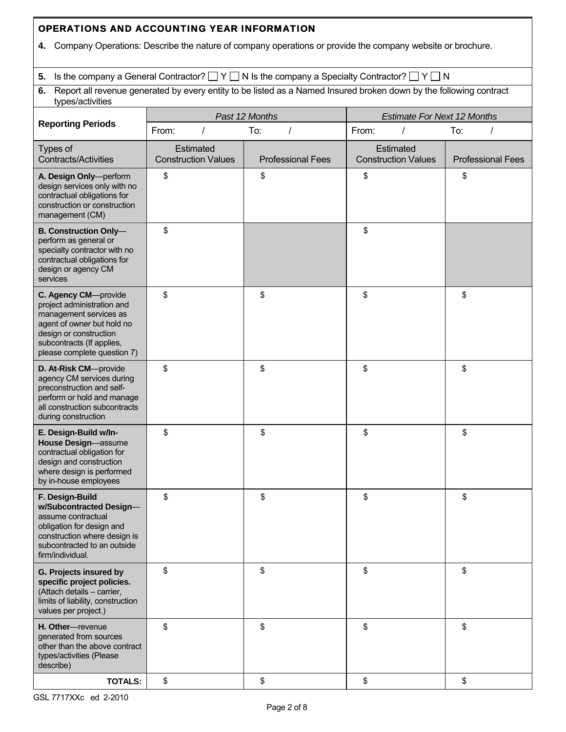## OPERATIONS AND ACCOUNTING YEAR INFORMATION

**4.** Company Operations: Describe the nature of company operations or provide the company website or brochure.

**5.** Is the company a General Contractor? ☐ Y ☐ N Is the company a Specialty Contractor? ☐ Y ☐ N

**6.** Report all revenue generated by every entity to be listed as a Named Insured broken down by the following contract types/activities

| **Reporting Periods** | *Past 12 Months* | | *Estimate For Next 12 Months* | |
|---|---|---|---|---|
| | From: / | To: / | From: / | To: / |
| Types of Contracts/Activities | Estimated Construction Values | Professional Fees | Estimated Construction Values | Professional Fees |
| **A. Design Only**—perform design services only with no contractual obligations for construction or construction management (CM) | $ | $ | $ | $ |
| **B. Construction Only**—perform as general or specialty contractor with no contractual obligations for design or agency CM services | $ | | $ | |
| **C. Agency CM**—provide project administration and management services as agent of owner but hold no design or construction subcontracts (If applies, please complete question 7) | $ | $ | $ | $ |
| **D. At-Risk CM**—provide agency CM services during preconstruction and self-perform or hold and manage all construction subcontracts during construction | $ | $ | $ | $ |
| **E. Design-Build w/In-House Design**—assume contractual obligation for design and construction where design is performed by in-house employees | $ | $ | $ | $ |
| **F. Design-Build w/Subcontracted Design**—assume contractual obligation for design and construction where design is subcontracted to an outside firm/individual. | $ | $ | $ | $ |
| **G. Projects insured by specific project policies.** (Attach details – carrier, limits of liability, construction values per project.) | $ | $ | $ | $ |
| **H. Other**—revenue generated from sources other than the above contract types/activities (Please describe) | $ | $ | $ | $ |
| **TOTALS:** | $ | $ | $ | $ |

GSL 7717XXc ed 2-2010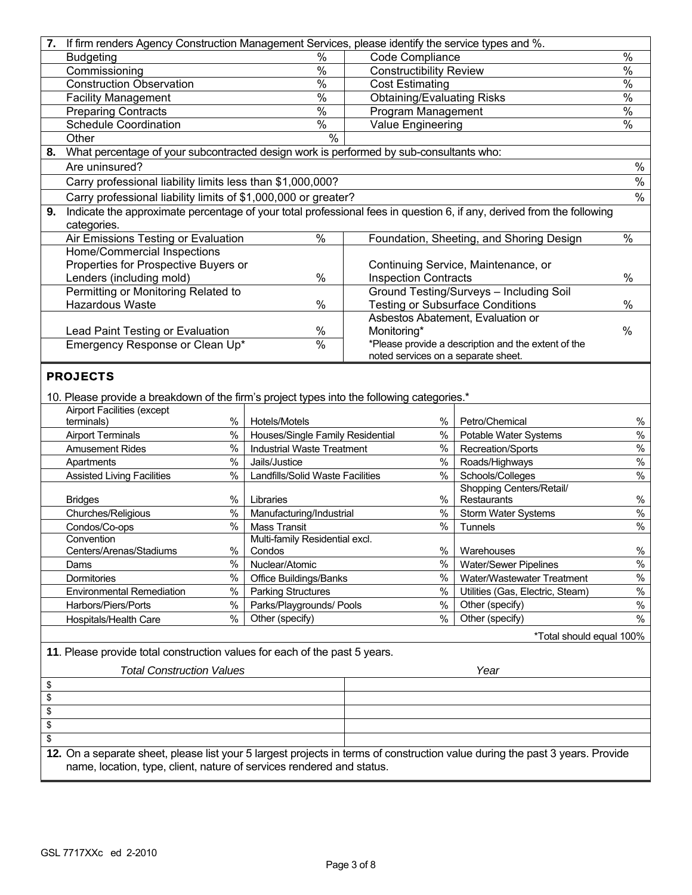**7.** If firm renders Agency Construction Management Services, please identify the service types and %.

| Service | % | Service | % |
|---|---|---|---|
| Budgeting | % | Code Compliance | % |
| Commissioning | % | Constructibility Review | % |
| Construction Observation | % | Cost Estimating | % |
| Facility Management | % | Obtaining/Evaluating Risks | % |
| Preparing Contracts | % | Program Management | % |
| Schedule Coordination | % | Value Engineering | % |
| Other | % | | |

**8.** What percentage of your subcontracted design work is performed by sub-consultants who:

| | |
|---|---|
| Are uninsured? | % |
| Carry professional liability limits less than $1,000,000? | % |
| Carry professional liability limits of $1,000,000 or greater? | % |

**9.** Indicate the approximate percentage of your total professional fees in question 6, if any, derived from the following categories.

| Category | % | Category | % |
|---|---|---|---|
| Air Emissions Testing or Evaluation | % | Foundation, Sheeting, and Shoring Design | % |
| Home/Commercial Inspections Properties for Prospective Buyers or Lenders (including mold) | % | Continuing Service, Maintenance, or Inspection Contracts | % |
| Permitting or Monitoring Related to Hazardous Waste | % | Ground Testing/Surveys – Including Soil Testing or Subsurface Conditions | % |
| Lead Paint Testing or Evaluation | % | Asbestos Abatement, Evaluation or Monitoring* | % |
| Emergency Response or Clean Up* | % | *Please provide a description and the extent of the noted services on a separate sheet. | |

## PROJECTS

10. Please provide a breakdown of the firm's project types into the following categories.*

| Category | % | Category | % | Category | % |
|---|---|---|---|---|---|
| Airport Facilities (except terminals) | % | Hotels/Motels | % | Petro/Chemical | % |
| Airport Terminals | % | Houses/Single Family Residential | % | Potable Water Systems | % |
| Amusement Rides | % | Industrial Waste Treatment | % | Recreation/Sports | % |
| Apartments | % | Jails/Justice | % | Roads/Highways | % |
| Assisted Living Facilities | % | Landfills/Solid Waste Facilities | % | Schools/Colleges | % |
| Bridges | % | Libraries | % | Shopping Centers/Retail/ Restaurants | % |
| Churches/Religious | % | Manufacturing/Industrial | % | Storm Water Systems | % |
| Condos/Co-ops | % | Mass Transit | % | Tunnels | % |
| Convention Centers/Arenas/Stadiums | % | Multi-family Residential excl. Condos | % | Warehouses | % |
| Dams | % | Nuclear/Atomic | % | Water/Sewer Pipelines | % |
| Dormitories | % | Office Buildings/Banks | % | Water/Wastewater Treatment | % |
| Environmental Remediation | % | Parking Structures | % | Utilities (Gas, Electric, Steam) | % |
| Harbors/Piers/Ports | % | Parks/Playgrounds/ Pools | % | Other (specify) | % |
| Hospitals/Health Care | % | Other (specify) | % | Other (specify) | % |

*Total should equal 100%

**11**. Please provide total construction values for each of the past 5 years.

| *Total Construction Values* | *Year* |
|---|---|
| $ | |
| $ | |
| $ | |
| $ | |
| $ | |

**12.** On a separate sheet, please list your 5 largest projects in terms of construction value during the past 3 years. Provide name, location, type, client, nature of services rendered and status.

GSL 7717XXc ed 2-2010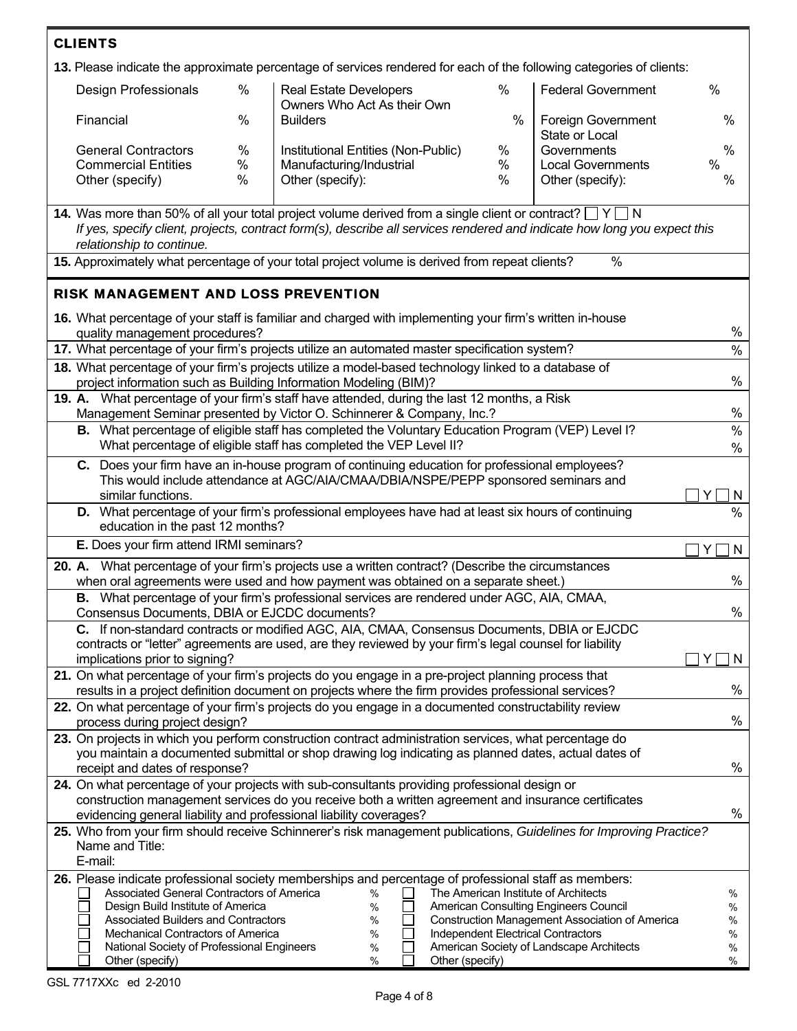## CLIENTS

**13.** Please indicate the approximate percentage of services rendered for each of the following categories of clients:

| | | | | | |
|---|---|---|---|---|---|
| Design Professionals | % | Real Estate Developers | % | Federal Government | % |
| Financial | % | Owners Who Act As their Own Builders | % | Foreign Government | % |
| General Contractors | % | Institutional Entities (Non-Public) | % | State or Local Governments | % |
| Commercial Entities | % | Manufacturing/Industrial | % | Local Governments | % |
| Other (specify) | % | Other (specify): | % | Other (specify): | % |

**14.** Was more than 50% of all your total project volume derived from a single client or contract? ☐ Y ☐ N
*If yes, specify client, projects, contract form(s), describe all services rendered and indicate how long you expect this relationship to continue.*

**15.** Approximately what percentage of your total project volume is derived from repeat clients? %

## RISK MANAGEMENT AND LOSS PREVENTION

**16.** What percentage of your staff is familiar and charged with implementing your firm's written in-house quality management procedures? %

**17.** What percentage of your firm's projects utilize an automated master specification system? %

**18.** What percentage of your firm's projects utilize a model-based technology linked to a database of project information such as Building Information Modeling (BIM)? %

**19. A.** What percentage of your firm's staff have attended, during the last 12 months, a Risk Management Seminar presented by Victor O. Schinnerer & Company, Inc.? %

**B.** What percentage of eligible staff has completed the Voluntary Education Program (VEP) Level I? %
What percentage of eligible staff has completed the VEP Level II? %

**C.** Does your firm have an in-house program of continuing education for professional employees? This would include attendance at AGC/AIA/CMAA/DBIA/NSPE/PEPP sponsored seminars and similar functions. ☐ Y ☐ N

**D.** What percentage of your firm's professional employees have had at least six hours of continuing education in the past 12 months? %

**E.** Does your firm attend IRMI seminars? ☐ Y ☐ N

**20. A.** What percentage of your firm's projects use a written contract? (Describe the circumstances when oral agreements were used and how payment was obtained on a separate sheet.) %

**B.** What percentage of your firm's professional services are rendered under AGC, AIA, CMAA, Consensus Documents, DBIA or EJCDC documents? %

**C.** If non-standard contracts or modified AGC, AIA, CMAA, Consensus Documents, DBIA or EJCDC contracts or "letter" agreements are used, are they reviewed by your firm's legal counsel for liability implications prior to signing? ☐ Y ☐ N

**21.** On what percentage of your firm's projects do you engage in a pre-project planning process that results in a project definition document on projects where the firm provides professional services? %

**22.** On what percentage of your firm's projects do you engage in a documented constructability review process during project design? %

**23.** On projects in which you perform construction contract administration services, what percentage do you maintain a documented submittal or shop drawing log indicating as planned dates, actual dates of receipt and dates of response? %

**24.** On what percentage of your projects with sub-consultants providing professional design or construction management services do you receive both a written agreement and insurance certificates evidencing general liability and professional liability coverages? %

**25.** Who from your firm should receive Schinnerer's risk management publications, *Guidelines for Improving Practice?*
Name and Title:
E-mail:

**26.** Please indicate professional society memberships and percentage of professional staff as members:

| | | | |
|---|---|---|---|
| ☐ Associated General Contractors of America | % | ☐ The American Institute of Architects | % |
| ☐ Design Build Institute of America | % | ☐ American Consulting Engineers Council | % |
| ☐ Associated Builders and Contractors | % | ☐ Construction Management Association of America | % |
| ☐ Mechanical Contractors of America | % | ☐ Independent Electrical Contractors | % |
| ☐ National Society of Professional Engineers | % | ☐ American Society of Landscape Architects | % |
| ☐ Other (specify) | % | ☐ Other (specify) | % |

GSL 7717XXc ed 2-2010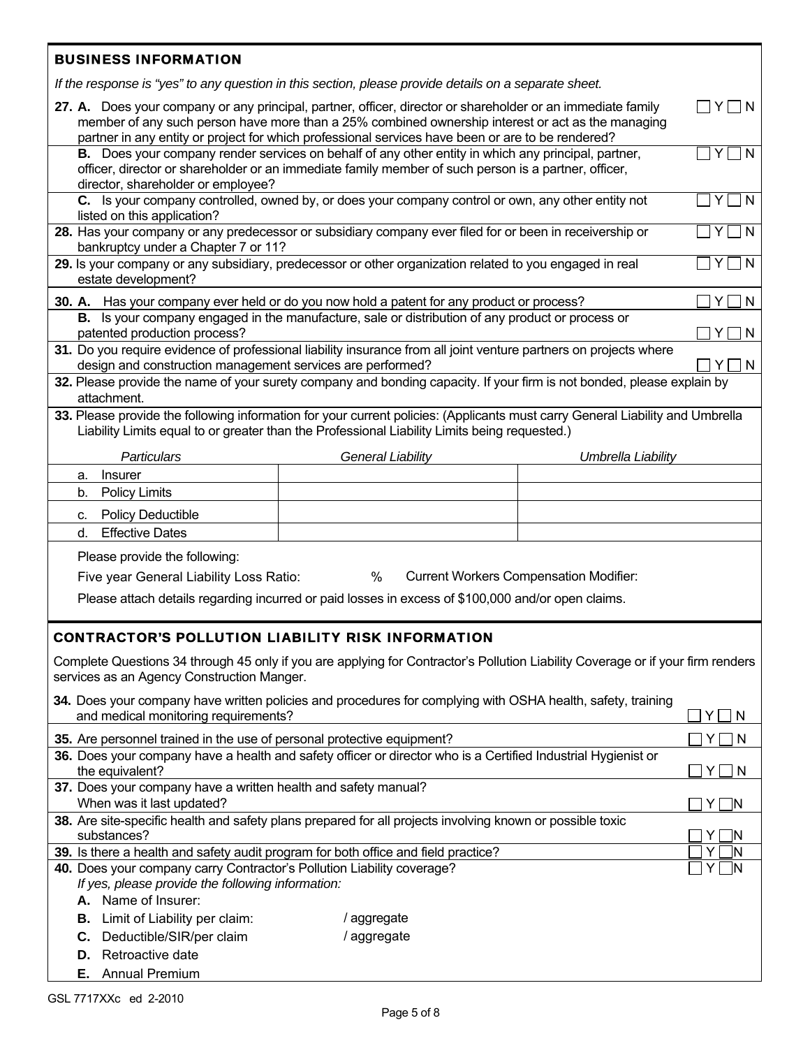## BUSINESS INFORMATION

*If the response is "yes" to any question in this section, please provide details on a separate sheet.*

**27. A.** Does your company or any principal, partner, officer, director or shareholder or an immediate family member of any such person have more than a 25% combined ownership interest or act as the managing partner in any entity or project for which professional services have been or are to be rendered? ☐ Y ☐ N

**B.** Does your company render services on behalf of any other entity in which any principal, partner, officer, director or shareholder or an immediate family member of such person is a partner, officer, director, shareholder or employee? ☐ Y ☐ N

**C.** Is your company controlled, owned by, or does your company control or own, any other entity not listed on this application? ☐ Y ☐ N

**28.** Has your company or any predecessor or subsidiary company ever filed for or been in receivership or bankruptcy under a Chapter 7 or 11? ☐ Y ☐ N

**29.** Is your company or any subsidiary, predecessor or other organization related to you engaged in real estate development? ☐ Y ☐ N

**30. A.** Has your company ever held or do you now hold a patent for any product or process? ☐ Y ☐ N

**B.** Is your company engaged in the manufacture, sale or distribution of any product or process or patented production process? ☐ Y ☐ N

**31.** Do you require evidence of professional liability insurance from all joint venture partners on projects where design and construction management services are performed? ☐ Y ☐ N

**32.** Please provide the name of your surety company and bonding capacity. If your firm is not bonded, please explain by attachment.

**33.** Please provide the following information for your current policies: (Applicants must carry General Liability and Umbrella Liability Limits equal to or greater than the Professional Liability Limits being requested.)

| *Particulars* | *General Liability* | *Umbrella Liability* |
|---|---|---|
| a. Insurer | | |
| b. Policy Limits | | |
| c. Policy Deductible | | |
| d. Effective Dates | | |

Please provide the following:

Five year General Liability Loss Ratio: % Current Workers Compensation Modifier:

Please attach details regarding incurred or paid losses in excess of $100,000 and/or open claims.

## CONTRACTOR'S POLLUTION LIABILITY RISK INFORMATION

Complete Questions 34 through 45 only if you are applying for Contractor's Pollution Liability Coverage or if your firm renders services as an Agency Construction Manger.

**34.** Does your company have written policies and procedures for complying with OSHA health, safety, training and medical monitoring requirements? ☐ Y ☐ N

**35.** Are personnel trained in the use of personal protective equipment? ☐ Y ☐ N

**36.** Does your company have a health and safety officer or director who is a Certified Industrial Hygienist or the equivalent? ☐ Y ☐ N

**37.** Does your company have a written health and safety manual? When was it last updated? ☐ Y ☐ N

**38.** Are site-specific health and safety plans prepared for all projects involving known or possible toxic substances? ☐ Y ☐ N

**39.** Is there a health and safety audit program for both office and field practice? ☐ Y ☐ N

**40.** Does your company carry Contractor's Pollution Liability coverage? ☐ Y ☐ N

*If yes, please provide the following information:*

**A.** Name of Insurer:

**B.** Limit of Liability per claim: / aggregate

**C.** Deductible/SIR/per claim / aggregate

**D.** Retroactive date

**E.** Annual Premium

GSL 7717XXc ed 2-2010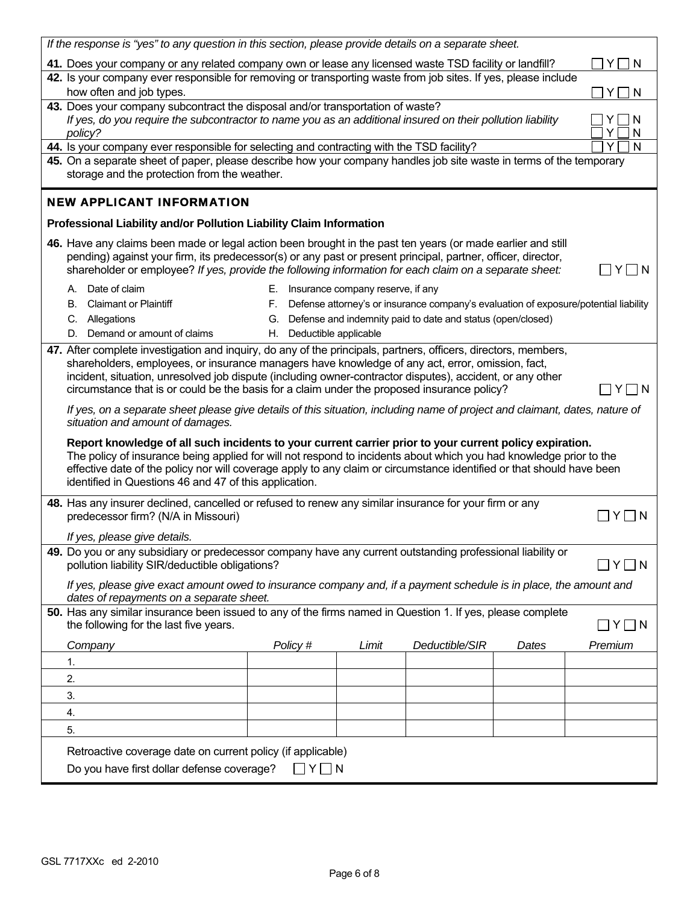*If the response is "yes" to any question in this section, please provide details on a separate sheet.*

**41.** Does your company or any related company own or lease any licensed waste TSD facility or landfill? ☐ Y ☐ N

**42.** Is your company ever responsible for removing or transporting waste from job sites. If yes, please include how often and job types. ☐ Y ☐ N

**43.** Does your company subcontract the disposal and/or transportation of waste? ☐ Y ☐ N
*If yes, do you require the subcontractor to name you as an additional insured on their pollution liability policy?* ☐ Y ☐ N

**44.** Is your company ever responsible for selecting and contracting with the TSD facility? ☐ Y ☐ N

**45.** On a separate sheet of paper, please describe how your company handles job site waste in terms of the temporary storage and the protection from the weather.

## NEW APPLICANT INFORMATION

**Professional Liability and/or Pollution Liability Claim Information**

**46.** Have any claims been made or legal action been brought in the past ten years (or made earlier and still pending) against your firm, its predecessor(s) or any past or present principal, partner, officer, director, shareholder or employee? *If yes, provide the following information for each claim on a separate sheet:* ☐ Y ☐ N

A. Date of claim
B. Claimant or Plaintiff
C. Allegations
D. Demand or amount of claims
E. Insurance company reserve, if any
F. Defense attorney's or insurance company's evaluation of exposure/potential liability
G. Defense and indemnity paid to date and status (open/closed)
H. Deductible applicable

**47.** After complete investigation and inquiry, do any of the principals, partners, officers, directors, members, shareholders, employees, or insurance managers have knowledge of any act, error, omission, fact, incident, situation, unresolved job dispute (including owner-contractor disputes), accident, or any other circumstance that is or could be the basis for a claim under the proposed insurance policy? ☐ Y ☐ N

*If yes, on a separate sheet please give details of this situation, including name of project and claimant, dates, nature of situation and amount of damages.*

**Report knowledge of all such incidents to your current carrier prior to your current policy expiration.** The policy of insurance being applied for will not respond to incidents about which you had knowledge prior to the effective date of the policy nor will coverage apply to any claim or circumstance identified or that should have been identified in Questions 46 and 47 of this application.

**48.** Has any insurer declined, cancelled or refused to renew any similar insurance for your firm or any predecessor firm? (N/A in Missouri) ☐ Y ☐ N

*If yes, please give details.*

**49.** Do you or any subsidiary or predecessor company have any current outstanding professional liability or pollution liability SIR/deductible obligations? ☐ Y ☐ N

*If yes, please give exact amount owed to insurance company and, if a payment schedule is in place, the amount and dates of repayments on a separate sheet.*

**50.** Has any similar insurance been issued to any of the firms named in Question 1. If yes, please complete the following for the last five years. ☐ Y ☐ N

| *Company* | *Policy #* | *Limit* | *Deductible/SIR* | *Dates* | *Premium* |
|---|---|---|---|---|---|
| 1. | | | | | |
| 2. | | | | | |
| 3. | | | | | |
| 4. | | | | | |
| 5. | | | | | |

Retroactive coverage date on current policy (if applicable)

Do you have first dollar defense coverage? ☐ Y ☐ N

GSL 7717XXc ed 2-2010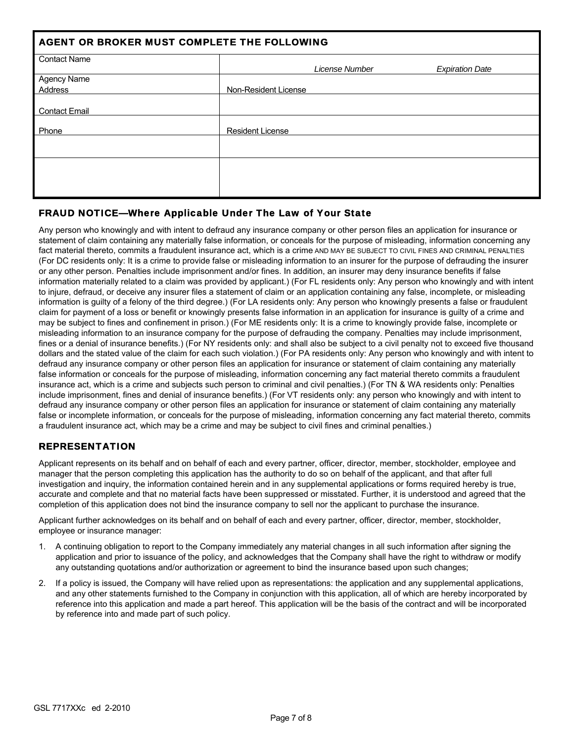## AGENT OR BROKER MUST COMPLETE THE FOLLOWING

| | |
|---|---|
| Contact Name | *License Number* *Expiration Date* |
| Agency Name<br>Address | Non-Resident License |
| Contact Email | |
| Phone | Resident License |
| | |
| | |

## FRAUD NOTICE—Where Applicable Under The Law of Your State

Any person who knowingly and with intent to defraud any insurance company or other person files an application for insurance or statement of claim containing any materially false information, or conceals for the purpose of misleading, information concerning any fact material thereto, commits a fraudulent insurance act, which is a crime AND MAY BE SUBJECT TO CIVIL FINES AND CRIMINAL PENALTIES (For DC residents only: It is a crime to provide false or misleading information to an insurer for the purpose of defrauding the insurer or any other person. Penalties include imprisonment and/or fines. In addition, an insurer may deny insurance benefits if false information materially related to a claim was provided by applicant.) (For FL residents only: Any person who knowingly and with intent to injure, defraud, or deceive any insurer files a statement of claim or an application containing any false, incomplete, or misleading information is guilty of a felony of the third degree.) (For LA residents only: Any person who knowingly presents a false or fraudulent claim for payment of a loss or benefit or knowingly presents false information in an application for insurance is guilty of a crime and may be subject to fines and confinement in prison.) (For ME residents only: It is a crime to knowingly provide false, incomplete or misleading information to an insurance company for the purpose of defrauding the company. Penalties may include imprisonment, fines or a denial of insurance benefits.) (For NY residents only: and shall also be subject to a civil penalty not to exceed five thousand dollars and the stated value of the claim for each such violation.) (For PA residents only: Any person who knowingly and with intent to defraud any insurance company or other person files an application for insurance or statement of claim containing any materially false information or conceals for the purpose of misleading, information concerning any fact material thereto commits a fraudulent insurance act, which is a crime and subjects such person to criminal and civil penalties.) (For TN & WA residents only: Penalties include imprisonment, fines and denial of insurance benefits.) (For VT residents only: any person who knowingly and with intent to defraud any insurance company or other person files an application for insurance or statement of claim containing any materially false or incomplete information, or conceals for the purpose of misleading, information concerning any fact material thereto, commits a fraudulent insurance act, which may be a crime and may be subject to civil fines and criminal penalties.)

## REPRESENTATION

Applicant represents on its behalf and on behalf of each and every partner, officer, director, member, stockholder, employee and manager that the person completing this application has the authority to do so on behalf of the applicant, and that after full investigation and inquiry, the information contained herein and in any supplemental applications or forms required hereby is true, accurate and complete and that no material facts have been suppressed or misstated. Further, it is understood and agreed that the completion of this application does not bind the insurance company to sell nor the applicant to purchase the insurance.

Applicant further acknowledges on its behalf and on behalf of each and every partner, officer, director, member, stockholder, employee or insurance manager:

1. A continuing obligation to report to the Company immediately any material changes in all such information after signing the application and prior to issuance of the policy, and acknowledges that the Company shall have the right to withdraw or modify any outstanding quotations and/or authorization or agreement to bind the insurance based upon such changes;
2. If a policy is issued, the Company will have relied upon as representations: the application and any supplemental applications, and any other statements furnished to the Company in conjunction with this application, all of which are hereby incorporated by reference into this application and made a part hereof. This application will be the basis of the contract and will be incorporated by reference into and made part of such policy.

GSL 7717XXc ed 2-2010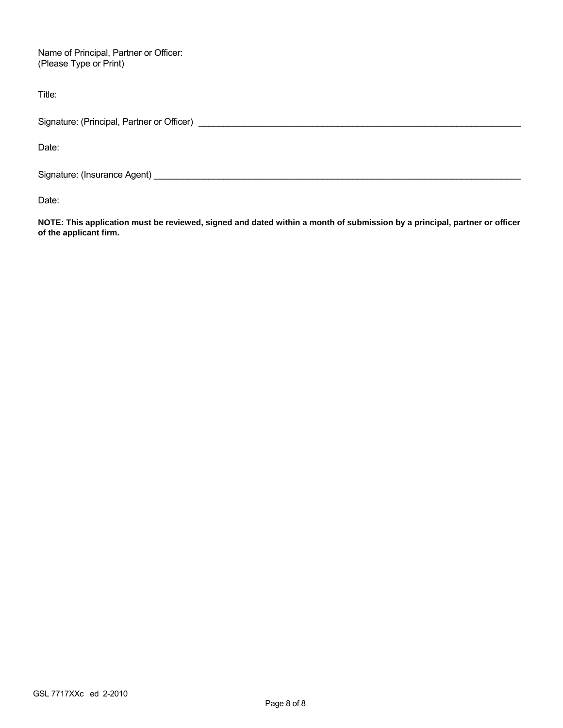Name of Principal, Partner or Officer:
(Please Type or Print)

Title:

Signature: (Principal, Partner or Officer) ______________________________________________________________

Date:

Signature: (Insurance Agent) ____________________________________________________________________

Date:

**NOTE: This application must be reviewed, signed and dated within a month of submission by a principal, partner or officer of the applicant firm.**

GSL 7717XXc ed 2-2010